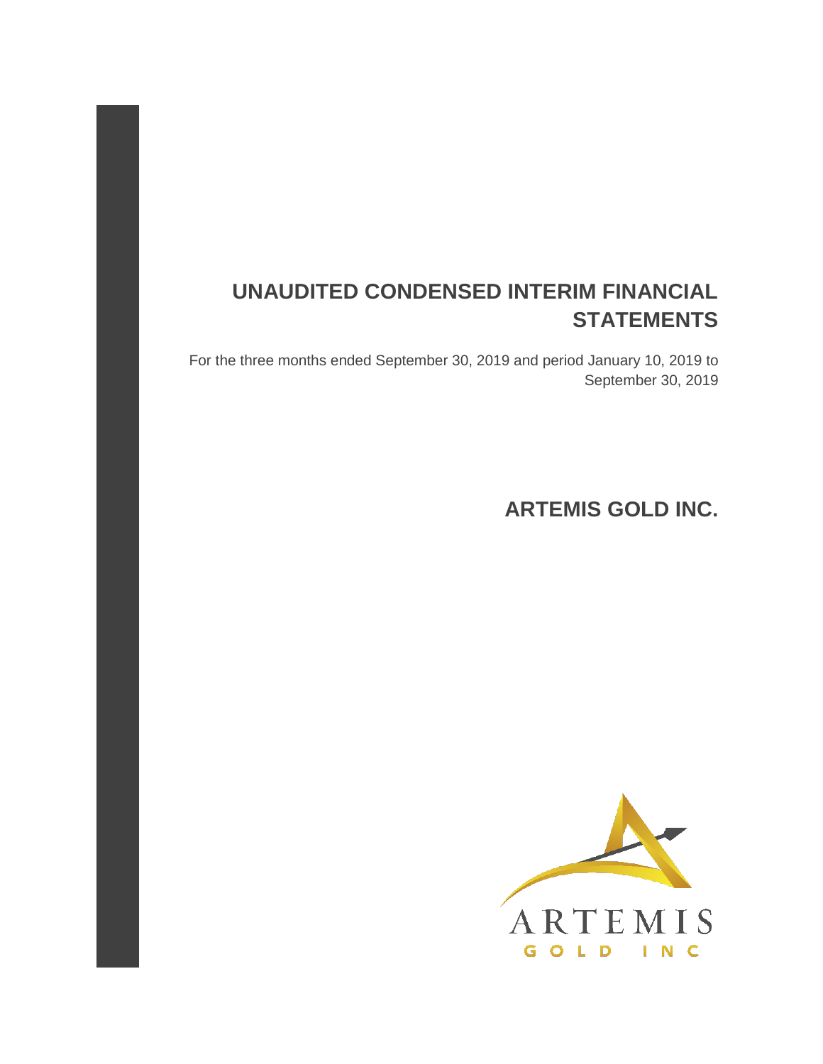# UNAUDITED CONDENSED INTERIM FINANCIAL STATEMENTS

For the three months ended September 30, 2019 and period January 10, 2019 to September 30, 2019

## ARTEMIS GOLD INC.

ARTEMIS
GOLD INC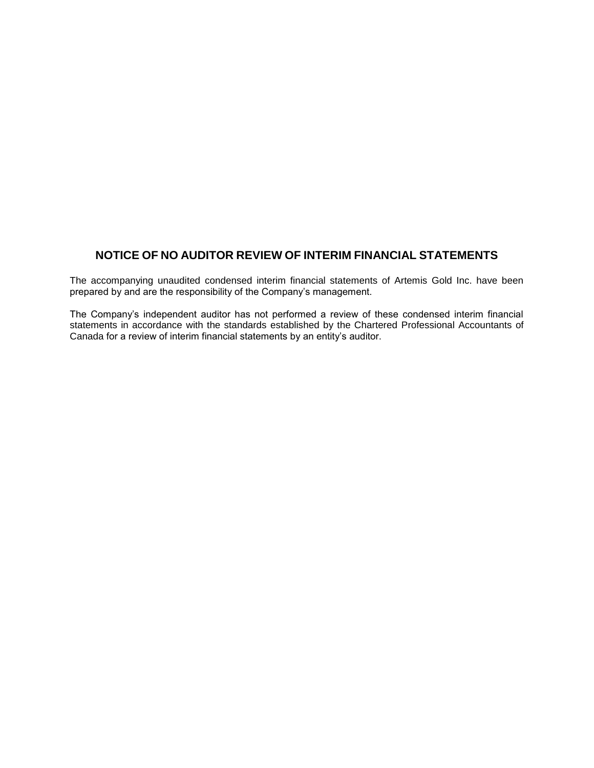# NOTICE OF NO AUDITOR REVIEW OF INTERIM FINANCIAL STATEMENTS

The accompanying unaudited condensed interim financial statements of Artemis Gold Inc. have been prepared by and are the responsibility of the Company's management.

The Company's independent auditor has not performed a review of these condensed interim financial statements in accordance with the standards established by the Chartered Professional Accountants of Canada for a review of interim financial statements by an entity's auditor.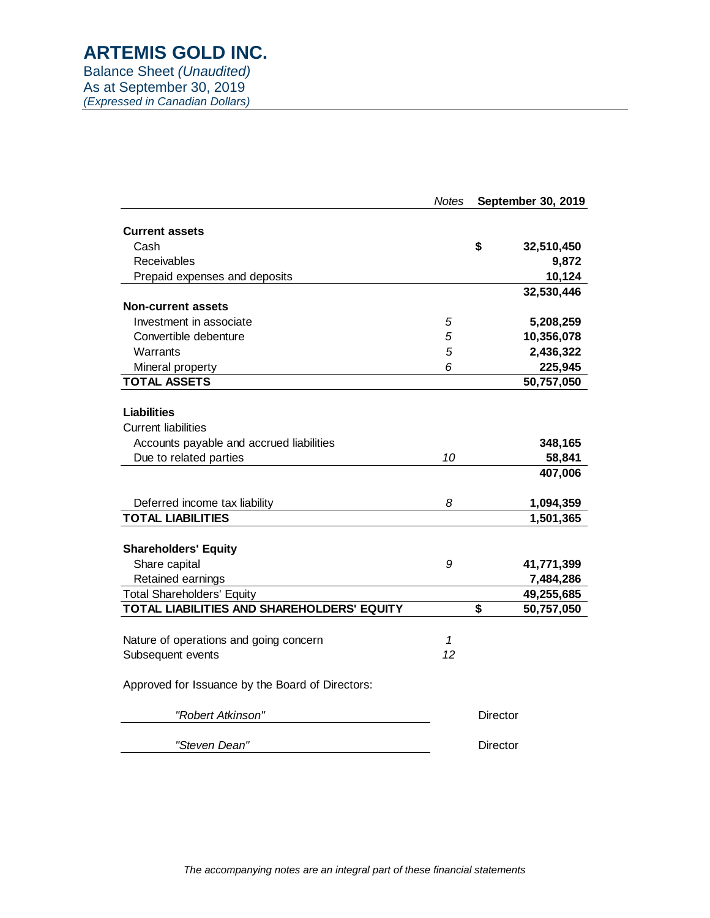# ARTEMIS GOLD INC.

Balance Sheet *(Unaudited)*
As at September 30, 2019
*(Expressed in Canadian Dollars)*

| | *Notes* | **September 30, 2019** |
|---|---|---|
| **Current assets** | | |
| Cash | | **$ 32,510,450** |
| Receivables | | **9,872** |
| Prepaid expenses and deposits | | **10,124** |
| | | **32,530,446** |
| **Non-current assets** | | |
| Investment in associate | *5* | **5,208,259** |
| Convertible debenture | *5* | **10,356,078** |
| Warrants | *5* | **2,436,322** |
| Mineral property | *6* | **225,945** |
| **TOTAL ASSETS** | | **50,757,050** |
| | | |
| **Liabilities** | | |
| Current liabilities | | |
| Accounts payable and accrued liabilities | | **348,165** |
| Due to related parties | *10* | **58,841** |
| | | **407,006** |
| | | |
| Deferred income tax liability | *8* | **1,094,359** |
| **TOTAL LIABILITIES** | | **1,501,365** |
| | | |
| **Shareholders' Equity** | | |
| Share capital | *9* | **41,771,399** |
| Retained earnings | | **7,484,286** |
| Total Shareholders' Equity | | **49,255,685** |
| **TOTAL LIABILITIES AND SHAREHOLDERS' EQUITY** | | **$ 50,757,050** |

Nature of operations and going concern — *1*
Subsequent events — *12*

Approved for Issuance by the Board of Directors:

*"Robert Atkinson"* — Director

*"Steven Dean"* — Director

*The accompanying notes are an integral part of these financial statements*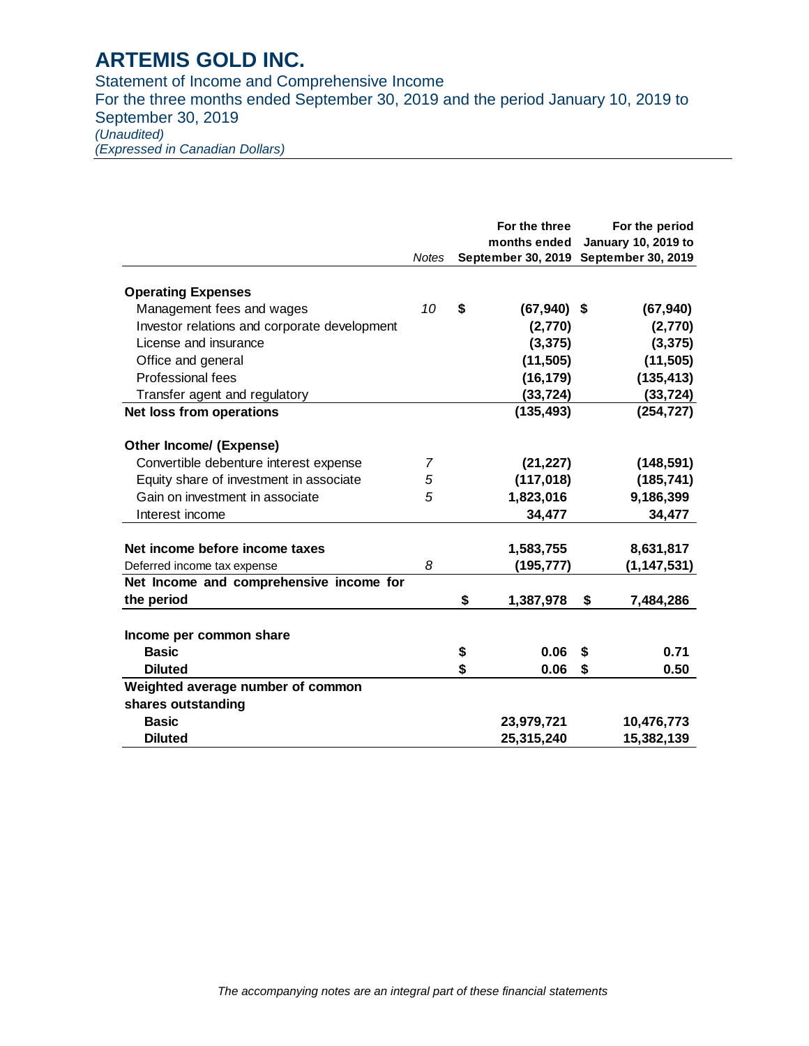# ARTEMIS GOLD INC.

Statement of Income and Comprehensive Income
For the three months ended September 30, 2019 and the period January 10, 2019 to September 30, 2019
*(Unaudited)*
*(Expressed in Canadian Dollars)*

| | *Notes* | For the three months ended September 30, 2019 | For the period January 10, 2019 to September 30, 2019 |
|---|---|---|---|
| **Operating Expenses** | | | |
| Management fees and wages | *10* | $ (67,940) | $ (67,940) |
| Investor relations and corporate development | | (2,770) | (2,770) |
| License and insurance | | (3,375) | (3,375) |
| Office and general | | (11,505) | (11,505) |
| Professional fees | | (16,179) | (135,413) |
| Transfer agent and regulatory | | (33,724) | (33,724) |
| **Net loss from operations** | | (135,493) | (254,727) |
| **Other Income/ (Expense)** | | | |
| Convertible debenture interest expense | *7* | (21,227) | (148,591) |
| Equity share of investment in associate | *5* | (117,018) | (185,741) |
| Gain on investment in associate | *5* | 1,823,016 | 9,186,399 |
| Interest income | | 34,477 | 34,477 |
| **Net income before income taxes** | | 1,583,755 | 8,631,817 |
| Deferred income tax expense | *8* | (195,777) | (1,147,531) |
| **Net Income and comprehensive income for the period** | | $ 1,387,978 | $ 7,484,286 |
| **Income per common share** | | | |
| **Basic** | | $ 0.06 | $ 0.71 |
| **Diluted** | | $ 0.06 | $ 0.50 |
| **Weighted average number of common shares outstanding** | | | |
| **Basic** | | 23,979,721 | 10,476,773 |
| **Diluted** | | 25,315,240 | 15,382,139 |

*The accompanying notes are an integral part of these financial statements*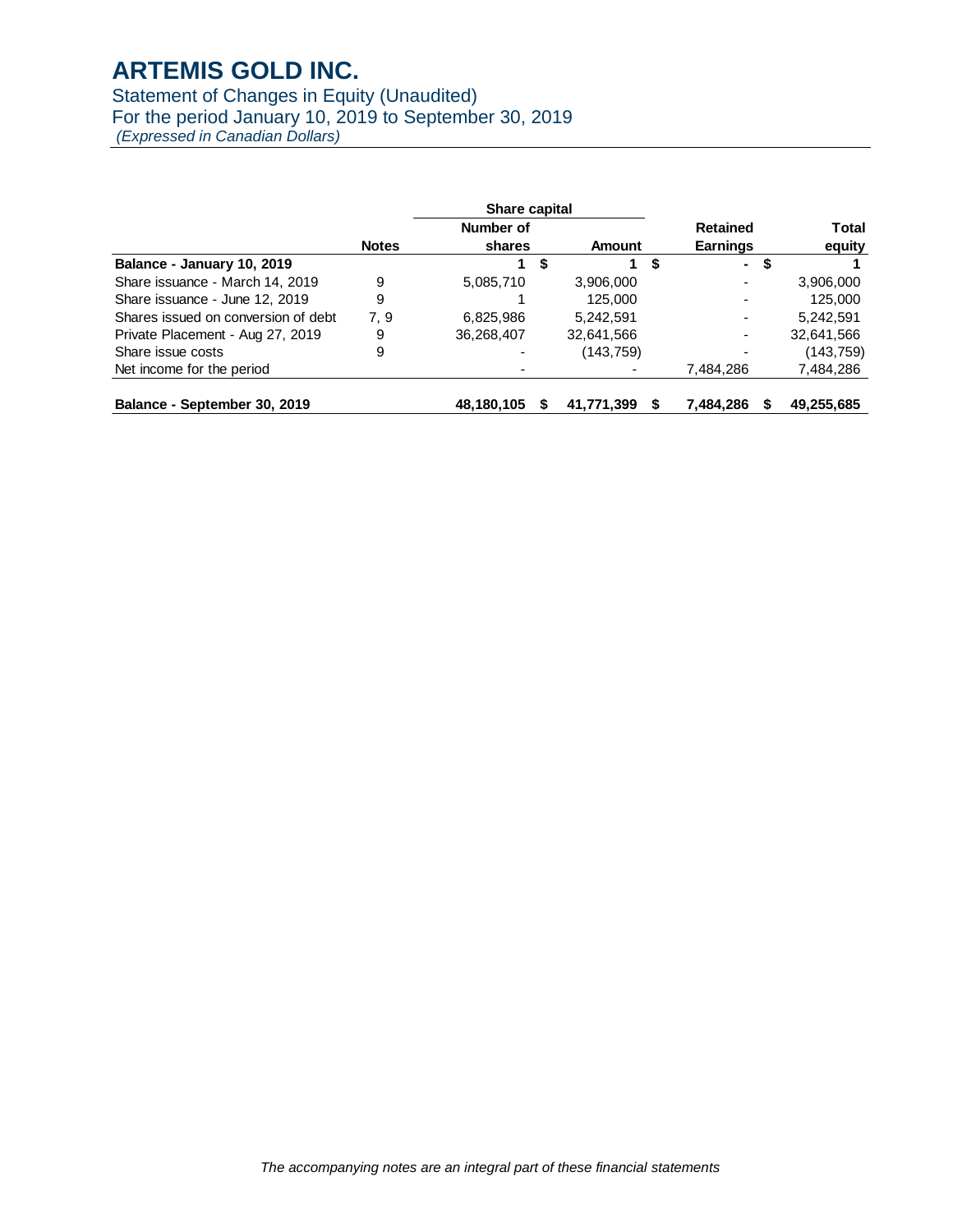# ARTEMIS GOLD INC.

Statement of Changes in Equity (Unaudited)
For the period January 10, 2019 to September 30, 2019
*(Expressed in Canadian Dollars)*

| | | Share capital | | | |
|---|---|---|---|---|---|
| | Notes | Number of shares | Amount | Retained Earnings | Total equity |
| **Balance - January 10, 2019** | | **1** | **$ 1** | **$ -** | **$ 1** |
| Share issuance - March 14, 2019 | 9 | 5,085,710 | 3,906,000 | - | 3,906,000 |
| Share issuance - June 12, 2019 | 9 | 1 | 125,000 | - | 125,000 |
| Shares issued on conversion of debt | 7, 9 | 6,825,986 | 5,242,591 | - | 5,242,591 |
| Private Placement - Aug 27, 2019 | 9 | 36,268,407 | 32,641,566 | - | 32,641,566 |
| Share issue costs | 9 | - | (143,759) | - | (143,759) |
| Net income for the period | | - | - | 7,484,286 | 7,484,286 |
| **Balance - September 30, 2019** | | **48,180,105** | **$ 41,771,399** | **$ 7,484,286** | **$ 49,255,685** |

*The accompanying notes are an integral part of these financial statements*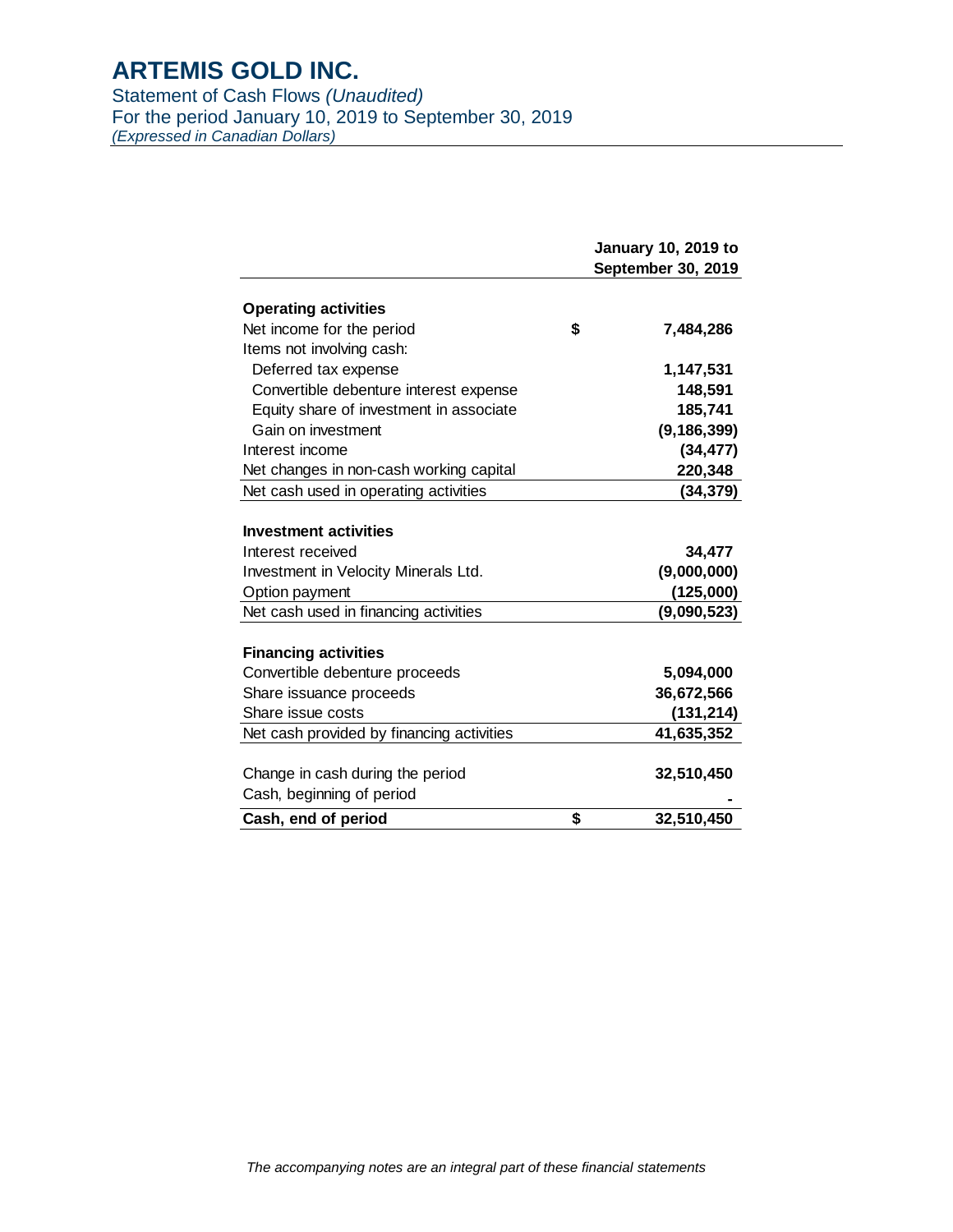# ARTEMIS GOLD INC.

Statement of Cash Flows *(Unaudited)*
For the period January 10, 2019 to September 30, 2019
*(Expressed in Canadian Dollars)*

| | | January 10, 2019 to September 30, 2019 |
|---|---|---|
| **Operating activities** | | |
| Net income for the period | $ | 7,484,286 |
| Items not involving cash: | | |
| Deferred tax expense | | 1,147,531 |
| Convertible debenture interest expense | | 148,591 |
| Equity share of investment in associate | | 185,741 |
| Gain on investment | | (9,186,399) |
| Interest income | | (34,477) |
| Net changes in non-cash working capital | | 220,348 |
| Net cash used in operating activities | | (34,379) |
| | | |
| **Investment activities** | | |
| Interest received | | 34,477 |
| Investment in Velocity Minerals Ltd. | | (9,000,000) |
| Option payment | | (125,000) |
| Net cash used in financing activities | | (9,090,523) |
| | | |
| **Financing activities** | | |
| Convertible debenture proceeds | | 5,094,000 |
| Share issuance proceeds | | 36,672,566 |
| Share issue costs | | (131,214) |
| Net cash provided by financing activities | | 41,635,352 |
| | | |
| Change in cash during the period | | 32,510,450 |
| Cash, beginning of period | | - |
| **Cash, end of period** | **$** | **32,510,450** |

*The accompanying notes are an integral part of these financial statements*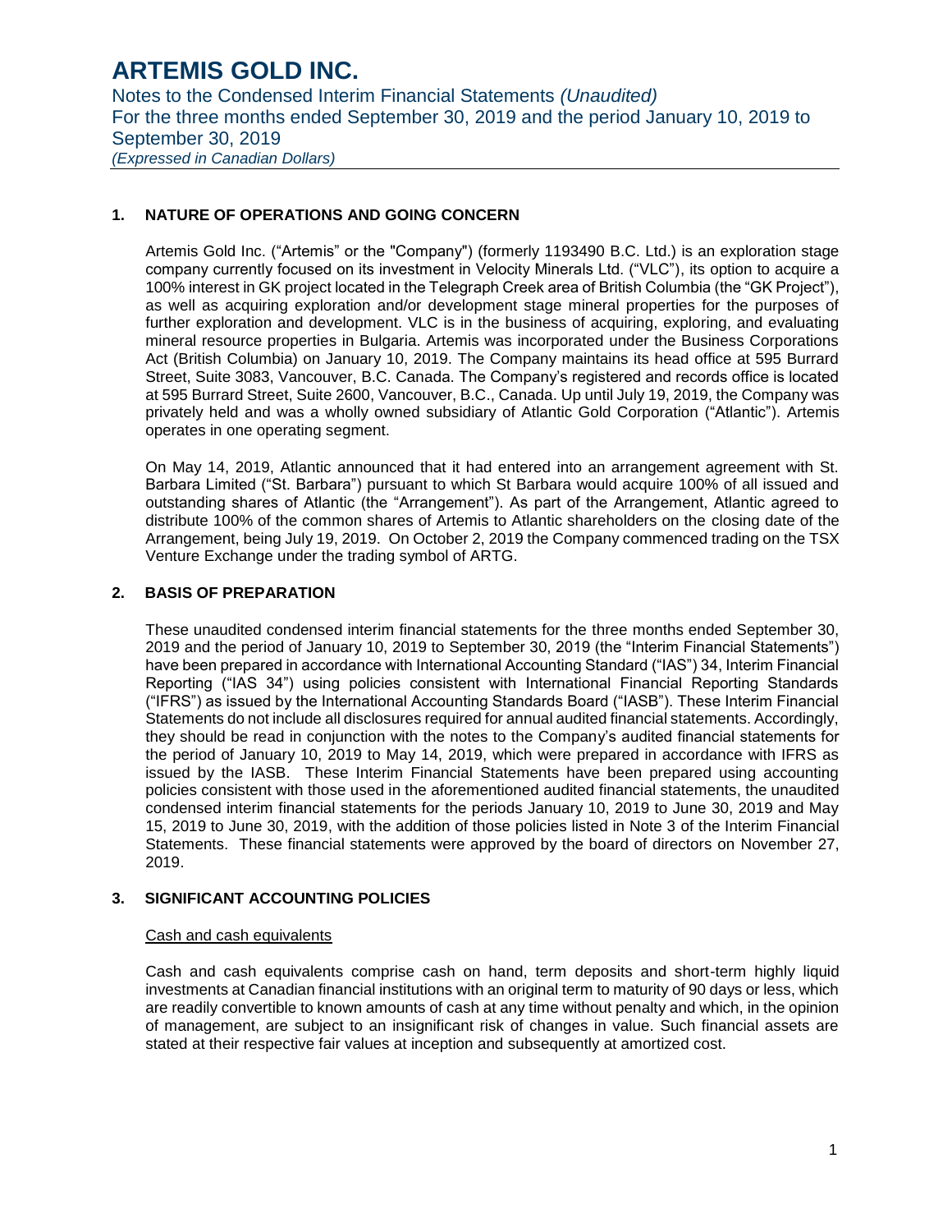# ARTEMIS GOLD INC.

Notes to the Condensed Interim Financial Statements *(Unaudited)*
For the three months ended September 30, 2019 and the period January 10, 2019 to September 30, 2019
*(Expressed in Canadian Dollars)*

## 1. NATURE OF OPERATIONS AND GOING CONCERN

Artemis Gold Inc. ("Artemis" or the "Company") (formerly 1193490 B.C. Ltd.) is an exploration stage company currently focused on its investment in Velocity Minerals Ltd. ("VLC"), its option to acquire a 100% interest in GK project located in the Telegraph Creek area of British Columbia (the "GK Project"), as well as acquiring exploration and/or development stage mineral properties for the purposes of further exploration and development. VLC is in the business of acquiring, exploring, and evaluating mineral resource properties in Bulgaria. Artemis was incorporated under the Business Corporations Act (British Columbia) on January 10, 2019. The Company maintains its head office at 595 Burrard Street, Suite 3083, Vancouver, B.C. Canada. The Company's registered and records office is located at 595 Burrard Street, Suite 2600, Vancouver, B.C., Canada. Up until July 19, 2019, the Company was privately held and was a wholly owned subsidiary of Atlantic Gold Corporation ("Atlantic"). Artemis operates in one operating segment.

On May 14, 2019, Atlantic announced that it had entered into an arrangement agreement with St. Barbara Limited ("St. Barbara") pursuant to which St Barbara would acquire 100% of all issued and outstanding shares of Atlantic (the "Arrangement"). As part of the Arrangement, Atlantic agreed to distribute 100% of the common shares of Artemis to Atlantic shareholders on the closing date of the Arrangement, being July 19, 2019. On October 2, 2019 the Company commenced trading on the TSX Venture Exchange under the trading symbol of ARTG.

## 2. BASIS OF PREPARATION

These unaudited condensed interim financial statements for the three months ended September 30, 2019 and the period of January 10, 2019 to September 30, 2019 (the "Interim Financial Statements") have been prepared in accordance with International Accounting Standard ("IAS") 34, Interim Financial Reporting ("IAS 34") using policies consistent with International Financial Reporting Standards ("IFRS") as issued by the International Accounting Standards Board ("IASB"). These Interim Financial Statements do not include all disclosures required for annual audited financial statements. Accordingly, they should be read in conjunction with the notes to the Company's audited financial statements for the period of January 10, 2019 to May 14, 2019, which were prepared in accordance with IFRS as issued by the IASB. These Interim Financial Statements have been prepared using accounting policies consistent with those used in the aforementioned audited financial statements, the unaudited condensed interim financial statements for the periods January 10, 2019 to June 30, 2019 and May 15, 2019 to June 30, 2019, with the addition of those policies listed in Note 3 of the Interim Financial Statements. These financial statements were approved by the board of directors on November 27, 2019.

## 3. SIGNIFICANT ACCOUNTING POLICIES

### Cash and cash equivalents

Cash and cash equivalents comprise cash on hand, term deposits and short-term highly liquid investments at Canadian financial institutions with an original term to maturity of 90 days or less, which are readily convertible to known amounts of cash at any time without penalty and which, in the opinion of management, are subject to an insignificant risk of changes in value. Such financial assets are stated at their respective fair values at inception and subsequently at amortized cost.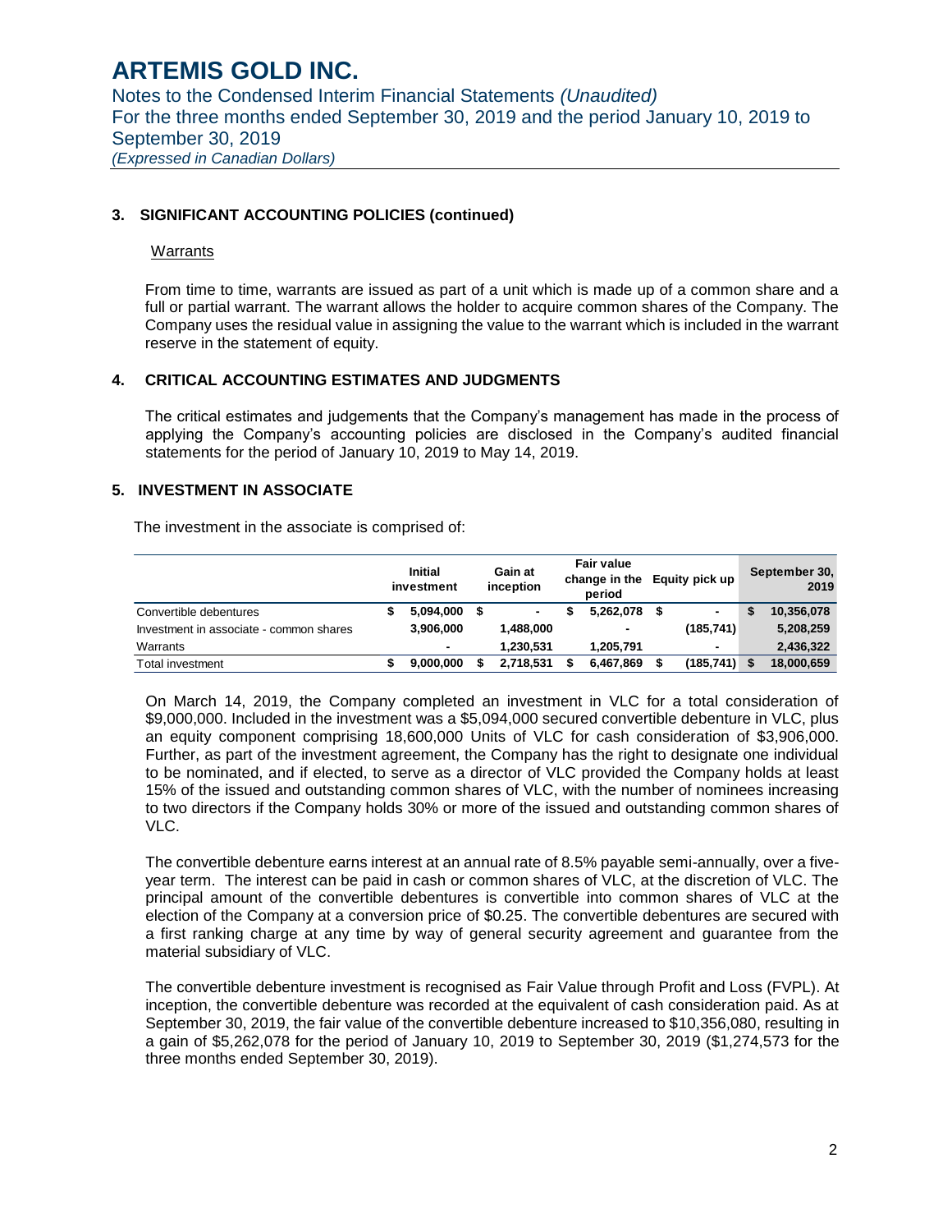### 3. SIGNIFICANT ACCOUNTING POLICIES (continued)

Warrants

From time to time, warrants are issued as part of a unit which is made up of a common share and a full or partial warrant. The warrant allows the holder to acquire common shares of the Company. The Company uses the residual value in assigning the value to the warrant which is included in the warrant reserve in the statement of equity.

### 4. CRITICAL ACCOUNTING ESTIMATES AND JUDGMENTS

The critical estimates and judgements that the Company's management has made in the process of applying the Company's accounting policies are disclosed in the Company's audited financial statements for the period of January 10, 2019 to May 14, 2019.

### 5. INVESTMENT IN ASSOCIATE

The investment in the associate is comprised of:

| | Initial investment | Gain at inception | Fair value change in the period | Equity pick up | September 30, 2019 |
|---|---|---|---|---|---|
| Convertible debentures | $ 5,094,000 | $ - | $ 5,262,078 | $ - | $ 10,356,078 |
| Investment in associate - common shares | 3,906,000 | 1,488,000 | - | (185,741) | 5,208,259 |
| Warrants | - | 1,230,531 | 1,205,791 | - | 2,436,322 |
| Total investment | $ 9,000,000 | $ 2,718,531 | $ 6,467,869 | $ (185,741) | $ 18,000,659 |

On March 14, 2019, the Company completed an investment in VLC for a total consideration of $9,000,000. Included in the investment was a $5,094,000 secured convertible debenture in VLC, plus an equity component comprising 18,600,000 Units of VLC for cash consideration of $3,906,000. Further, as part of the investment agreement, the Company has the right to designate one individual to be nominated, and if elected, to serve as a director of VLC provided the Company holds at least 15% of the issued and outstanding common shares of VLC, with the number of nominees increasing to two directors if the Company holds 30% or more of the issued and outstanding common shares of VLC.

The convertible debenture earns interest at an annual rate of 8.5% payable semi-annually, over a five-year term. The interest can be paid in cash or common shares of VLC, at the discretion of VLC. The principal amount of the convertible debentures is convertible into common shares of VLC at the election of the Company at a conversion price of $0.25. The convertible debentures are secured with a first ranking charge at any time by way of general security agreement and guarantee from the material subsidiary of VLC.

The convertible debenture investment is recognised as Fair Value through Profit and Loss (FVPL). At inception, the convertible debenture was recorded at the equivalent of cash consideration paid. As at September 30, 2019, the fair value of the convertible debenture increased to $10,356,080, resulting in a gain of $5,262,078 for the period of January 10, 2019 to September 30, 2019 ($1,274,573 for the three months ended September 30, 2019).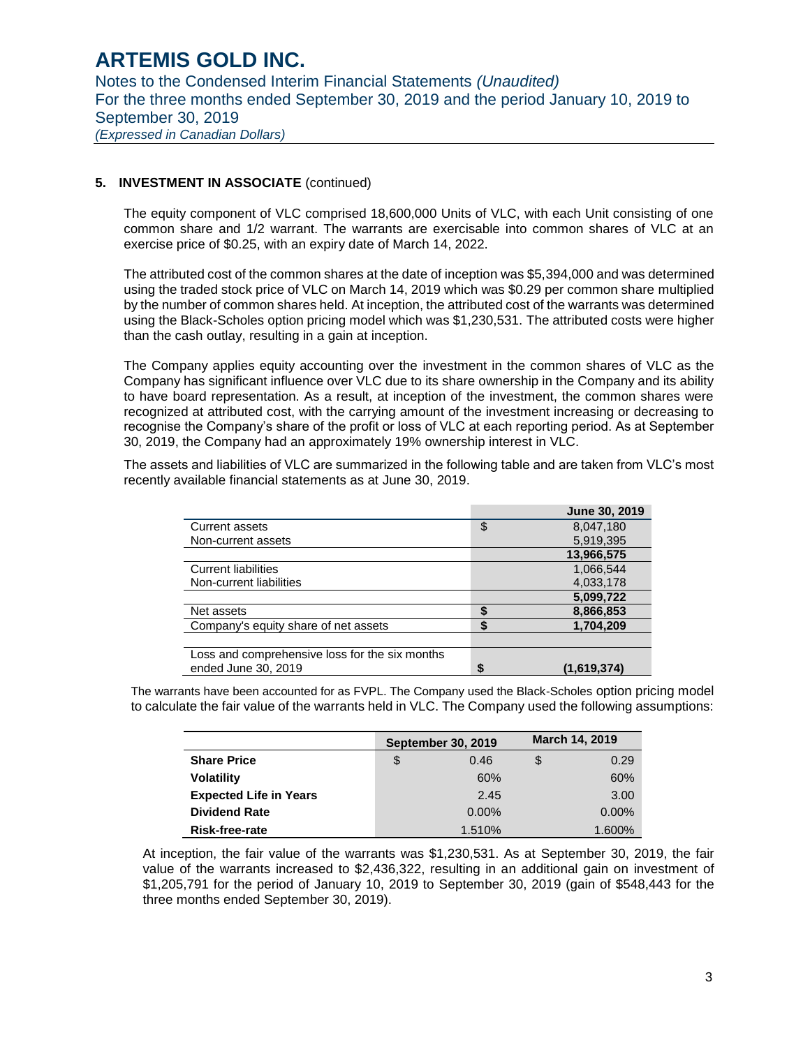### 5. INVESTMENT IN ASSOCIATE (continued)

The equity component of VLC comprised 18,600,000 Units of VLC, with each Unit consisting of one common share and 1/2 warrant. The warrants are exercisable into common shares of VLC at an exercise price of $0.25, with an expiry date of March 14, 2022.

The attributed cost of the common shares at the date of inception was $5,394,000 and was determined using the traded stock price of VLC on March 14, 2019 which was $0.29 per common share multiplied by the number of common shares held. At inception, the attributed cost of the warrants was determined using the Black-Scholes option pricing model which was $1,230,531. The attributed costs were higher than the cash outlay, resulting in a gain at inception.

The Company applies equity accounting over the investment in the common shares of VLC as the Company has significant influence over VLC due to its share ownership in the Company and its ability to have board representation. As a result, at inception of the investment, the common shares were recognized at attributed cost, with the carrying amount of the investment increasing or decreasing to recognise the Company's share of the profit or loss of VLC at each reporting period. As at September 30, 2019, the Company had an approximately 19% ownership interest in VLC.

The assets and liabilities of VLC are summarized in the following table and are taken from VLC's most recently available financial statements as at June 30, 2019.

| | | June 30, 2019 |
|---|---|---|
| Current assets | $ | 8,047,180 |
| Non-current assets | | 5,919,395 |
| | | **13,966,575** |
| Current liabilities | | 1,066,544 |
| Non-current liabilities | | 4,033,178 |
| | | **5,099,722** |
| Net assets | **$** | **8,866,853** |
| Company's equity share of net assets | **$** | **1,704,209** |
| | | |
| Loss and comprehensive loss for the six months ended June 30, 2019 | **$** | **(1,619,374)** |

The warrants have been accounted for as FVPL. The Company used the Black-Scholes option pricing model to calculate the fair value of the warrants held in VLC. The Company used the following assumptions:

| | September 30, 2019 | | March 14, 2019 | |
|---|---|---|---|---|
| **Share Price** | $ | 0.46 | $ | 0.29 |
| **Volatility** | | 60% | | 60% |
| **Expected Life in Years** | | 2.45 | | 3.00 |
| **Dividend Rate** | | 0.00% | | 0.00% |
| **Risk-free-rate** | | 1.510% | | 1.600% |

At inception, the fair value of the warrants was $1,230,531. As at September 30, 2019, the fair value of the warrants increased to $2,436,322, resulting in an additional gain on investment of $1,205,791 for the period of January 10, 2019 to September 30, 2019 (gain of $548,443 for the three months ended September 30, 2019).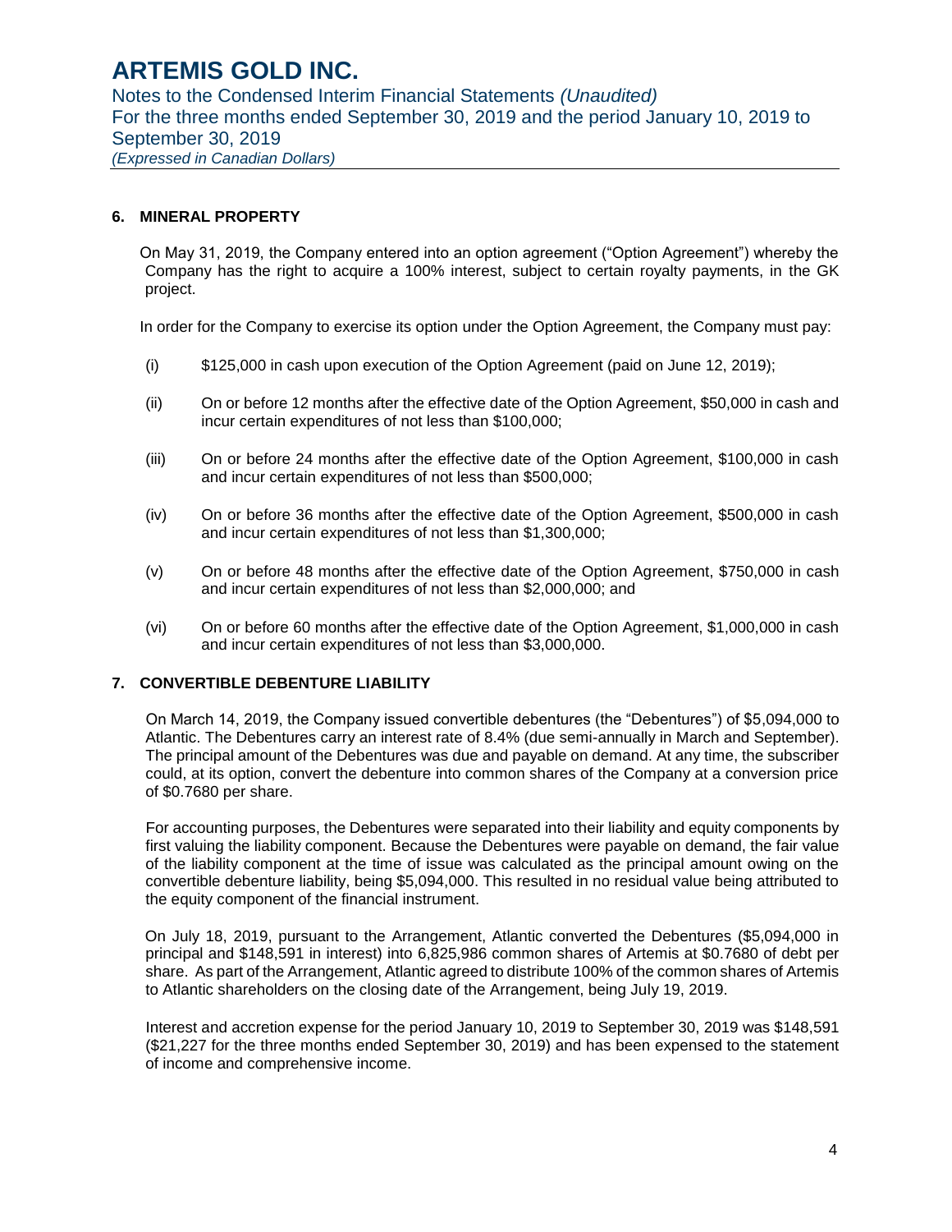## 6. MINERAL PROPERTY

On May 31, 2019, the Company entered into an option agreement ("Option Agreement") whereby the Company has the right to acquire a 100% interest, subject to certain royalty payments, in the GK project.

In order for the Company to exercise its option under the Option Agreement, the Company must pay:

(i) $125,000 in cash upon execution of the Option Agreement (paid on June 12, 2019);

(ii) On or before 12 months after the effective date of the Option Agreement, $50,000 in cash and incur certain expenditures of not less than $100,000;

(iii) On or before 24 months after the effective date of the Option Agreement, $100,000 in cash and incur certain expenditures of not less than $500,000;

(iv) On or before 36 months after the effective date of the Option Agreement, $500,000 in cash and incur certain expenditures of not less than $1,300,000;

(v) On or before 48 months after the effective date of the Option Agreement, $750,000 in cash and incur certain expenditures of not less than $2,000,000; and

(vi) On or before 60 months after the effective date of the Option Agreement, $1,000,000 in cash and incur certain expenditures of not less than $3,000,000.

## 7. CONVERTIBLE DEBENTURE LIABILITY

On March 14, 2019, the Company issued convertible debentures (the "Debentures") of $5,094,000 to Atlantic. The Debentures carry an interest rate of 8.4% (due semi-annually in March and September). The principal amount of the Debentures was due and payable on demand. At any time, the subscriber could, at its option, convert the debenture into common shares of the Company at a conversion price of $0.7680 per share.

For accounting purposes, the Debentures were separated into their liability and equity components by first valuing the liability component. Because the Debentures were payable on demand, the fair value of the liability component at the time of issue was calculated as the principal amount owing on the convertible debenture liability, being $5,094,000. This resulted in no residual value being attributed to the equity component of the financial instrument.

On July 18, 2019, pursuant to the Arrangement, Atlantic converted the Debentures ($5,094,000 in principal and $148,591 in interest) into 6,825,986 common shares of Artemis at $0.7680 of debt per share. As part of the Arrangement, Atlantic agreed to distribute 100% of the common shares of Artemis to Atlantic shareholders on the closing date of the Arrangement, being July 19, 2019.

Interest and accretion expense for the period January 10, 2019 to September 30, 2019 was $148,591 ($21,227 for the three months ended September 30, 2019) and has been expensed to the statement of income and comprehensive income.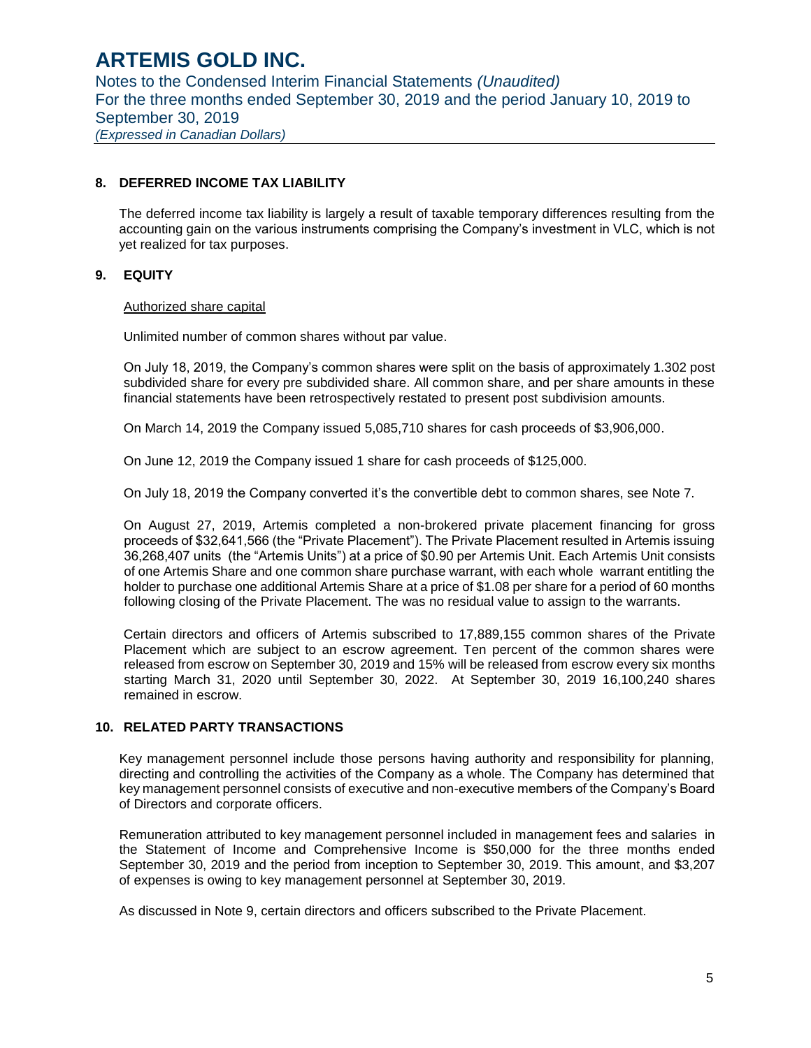## 8. DEFERRED INCOME TAX LIABILITY

The deferred income tax liability is largely a result of taxable temporary differences resulting from the accounting gain on the various instruments comprising the Company's investment in VLC, which is not yet realized for tax purposes.

## 9. EQUITY

Authorized share capital

Unlimited number of common shares without par value.

On July 18, 2019, the Company's common shares were split on the basis of approximately 1.302 post subdivided share for every pre subdivided share. All common share, and per share amounts in these financial statements have been retrospectively restated to present post subdivision amounts.

On March 14, 2019 the Company issued 5,085,710 shares for cash proceeds of $3,906,000.

On June 12, 2019 the Company issued 1 share for cash proceeds of $125,000.

On July 18, 2019 the Company converted it's the convertible debt to common shares, see Note 7.

On August 27, 2019, Artemis completed a non-brokered private placement financing for gross proceeds of $32,641,566 (the "Private Placement"). The Private Placement resulted in Artemis issuing 36,268,407 units (the "Artemis Units") at a price of $0.90 per Artemis Unit. Each Artemis Unit consists of one Artemis Share and one common share purchase warrant, with each whole warrant entitling the holder to purchase one additional Artemis Share at a price of $1.08 per share for a period of 60 months following closing of the Private Placement. The was no residual value to assign to the warrants.

Certain directors and officers of Artemis subscribed to 17,889,155 common shares of the Private Placement which are subject to an escrow agreement. Ten percent of the common shares were released from escrow on September 30, 2019 and 15% will be released from escrow every six months starting March 31, 2020 until September 30, 2022. At September 30, 2019 16,100,240 shares remained in escrow.

## 10. RELATED PARTY TRANSACTIONS

Key management personnel include those persons having authority and responsibility for planning, directing and controlling the activities of the Company as a whole. The Company has determined that key management personnel consists of executive and non-executive members of the Company's Board of Directors and corporate officers.

Remuneration attributed to key management personnel included in management fees and salaries in the Statement of Income and Comprehensive Income is $50,000 for the three months ended September 30, 2019 and the period from inception to September 30, 2019. This amount, and $3,207 of expenses is owing to key management personnel at September 30, 2019.

As discussed in Note 9, certain directors and officers subscribed to the Private Placement.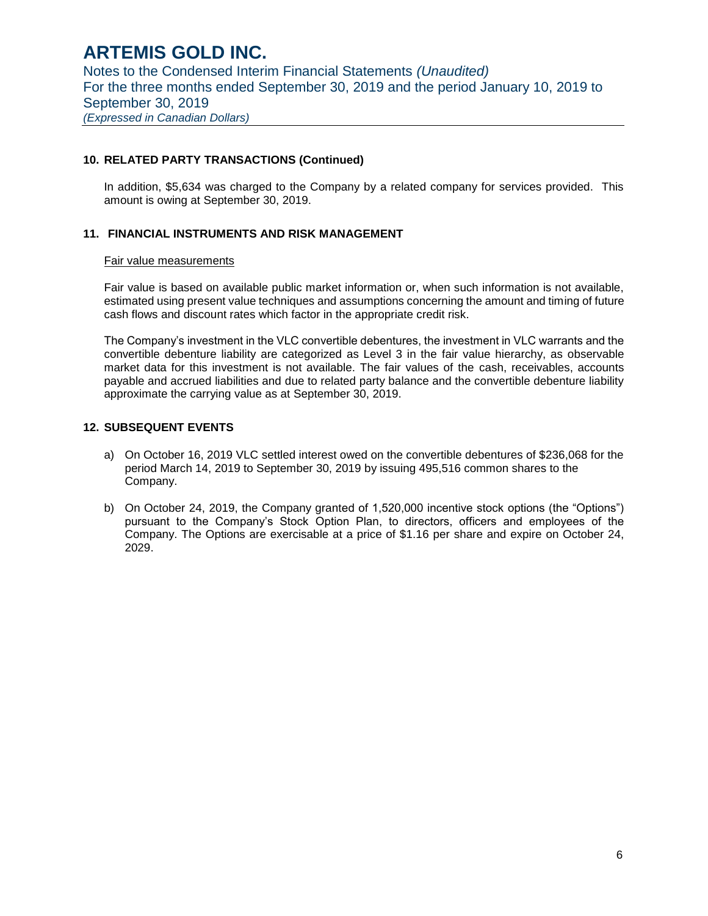## 10. RELATED PARTY TRANSACTIONS (Continued)

In addition, $5,634 was charged to the Company by a related company for services provided. This amount is owing at September 30, 2019.

## 11. FINANCIAL INSTRUMENTS AND RISK MANAGEMENT

Fair value measurements

Fair value is based on available public market information or, when such information is not available, estimated using present value techniques and assumptions concerning the amount and timing of future cash flows and discount rates which factor in the appropriate credit risk.

The Company's investment in the VLC convertible debentures, the investment in VLC warrants and the convertible debenture liability are categorized as Level 3 in the fair value hierarchy, as observable market data for this investment is not available. The fair values of the cash, receivables, accounts payable and accrued liabilities and due to related party balance and the convertible debenture liability approximate the carrying value as at September 30, 2019.

## 12. SUBSEQUENT EVENTS

a) On October 16, 2019 VLC settled interest owed on the convertible debentures of $236,068 for the period March 14, 2019 to September 30, 2019 by issuing 495,516 common shares to the Company.

b) On October 24, 2019, the Company granted of 1,520,000 incentive stock options (the "Options") pursuant to the Company's Stock Option Plan, to directors, officers and employees of the Company. The Options are exercisable at a price of $1.16 per share and expire on October 24, 2029.